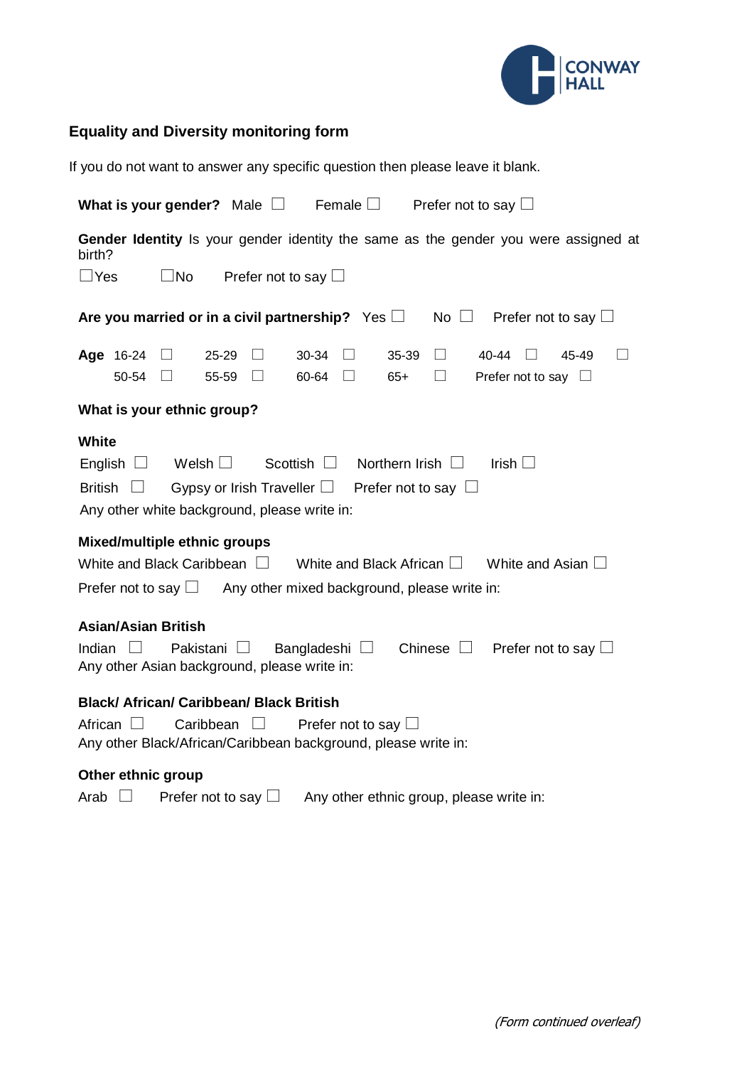CONWAY HALL

## Equality and Diversity monitoring form

If you do not want to answer any specific question then please leave it blank.

**What is your gender?** Male ☐ Female ☐ Prefer not to say ☐

**Gender Identity** Is your gender identity the same as the gender you were assigned at birth?

☐Yes ☐No Prefer not to say ☐

**Are you married or in a civil partnership?** Yes ☐ No ☐ Prefer not to say ☐

**Age** 16-24 ☐ 25-29 ☐ 30-34 ☐ 35-39 ☐ 40-44 ☐ 45-49 ☐
50-54 ☐ 55-59 ☐ 60-64 ☐ 65+ ☐ Prefer not to say ☐

**What is your ethnic group?**

**White**

English ☐ Welsh ☐ Scottish ☐ Northern Irish ☐ Irish ☐

British ☐ Gypsy or Irish Traveller ☐ Prefer not to say ☐

Any other white background, please write in:

**Mixed/multiple ethnic groups**

White and Black Caribbean ☐ White and Black African ☐ White and Asian ☐

Prefer not to say ☐ Any other mixed background, please write in:

**Asian/Asian British**

Indian ☐ Pakistani ☐ Bangladeshi ☐ Chinese ☐ Prefer not to say ☐

Any other Asian background, please write in:

**Black/ African/ Caribbean/ Black British**

African ☐ Caribbean ☐ Prefer not to say ☐

Any other Black/African/Caribbean background, please write in:

**Other ethnic group**

Arab ☐ Prefer not to say ☐ Any other ethnic group, please write in:

*(Form continued overleaf)*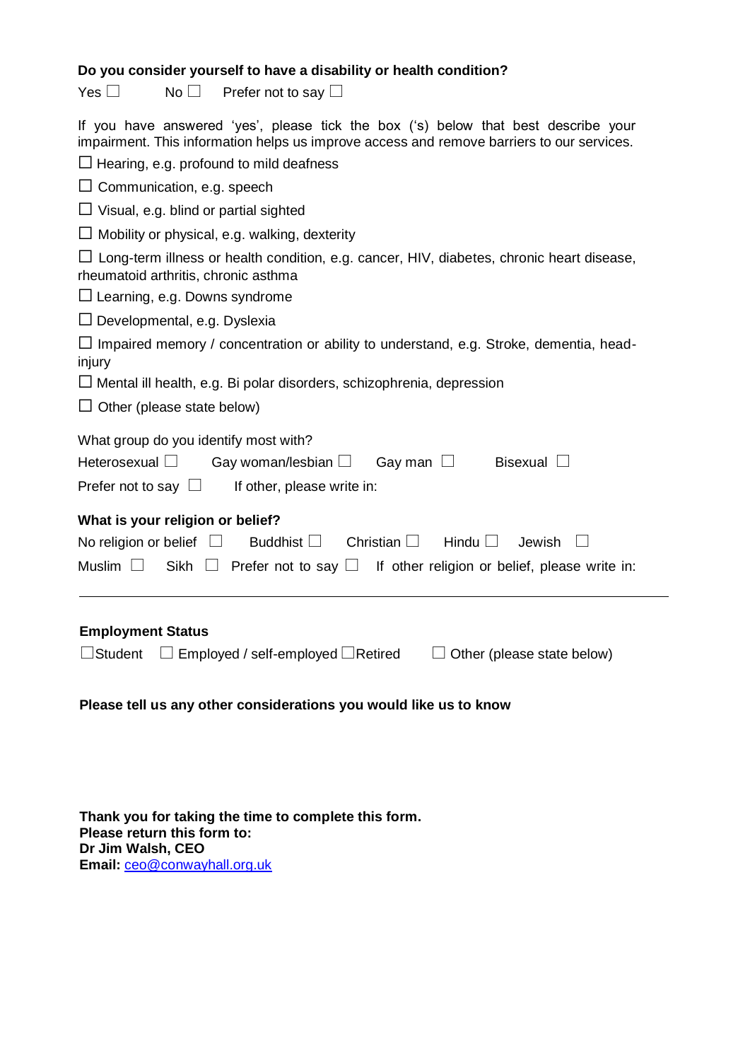**Do you consider yourself to have a disability or health condition?**

Yes ☐ No ☐ Prefer not to say ☐

If you have answered 'yes', please tick the box ('s) below that best describe your impairment. This information helps us improve access and remove barriers to our services.

☐ Hearing, e.g. profound to mild deafness

☐ Communication, e.g. speech

☐ Visual, e.g. blind or partial sighted

☐ Mobility or physical, e.g. walking, dexterity

☐ Long-term illness or health condition, e.g. cancer, HIV, diabetes, chronic heart disease, rheumatoid arthritis, chronic asthma

☐ Learning, e.g. Downs syndrome

☐ Developmental, e.g. Dyslexia

☐ Impaired memory / concentration or ability to understand, e.g. Stroke, dementia, head-injury

☐ Mental ill health, e.g. Bi polar disorders, schizophrenia, depression

☐ Other (please state below)

What group do you identify most with?

Heterosexual ☐ Gay woman/lesbian ☐ Gay man ☐ Bisexual ☐

Prefer not to say ☐ If other, please write in:

**What is your religion or belief?**

No religion or belief ☐ Buddhist ☐ Christian ☐ Hindu ☐ Jewish ☐

Muslim ☐ Sikh ☐ Prefer not to say ☐ If other religion or belief, please write in:

---

**Employment Status**

☐Student ☐ Employed / self-employed ☐Retired ☐ Other (please state below)

**Please tell us any other considerations you would like us to know**

**Thank you for taking the time to complete this form.**
**Please return this form to:**
**Dr Jim Walsh, CEO**
**Email:** ceo@conwayhall.org.uk